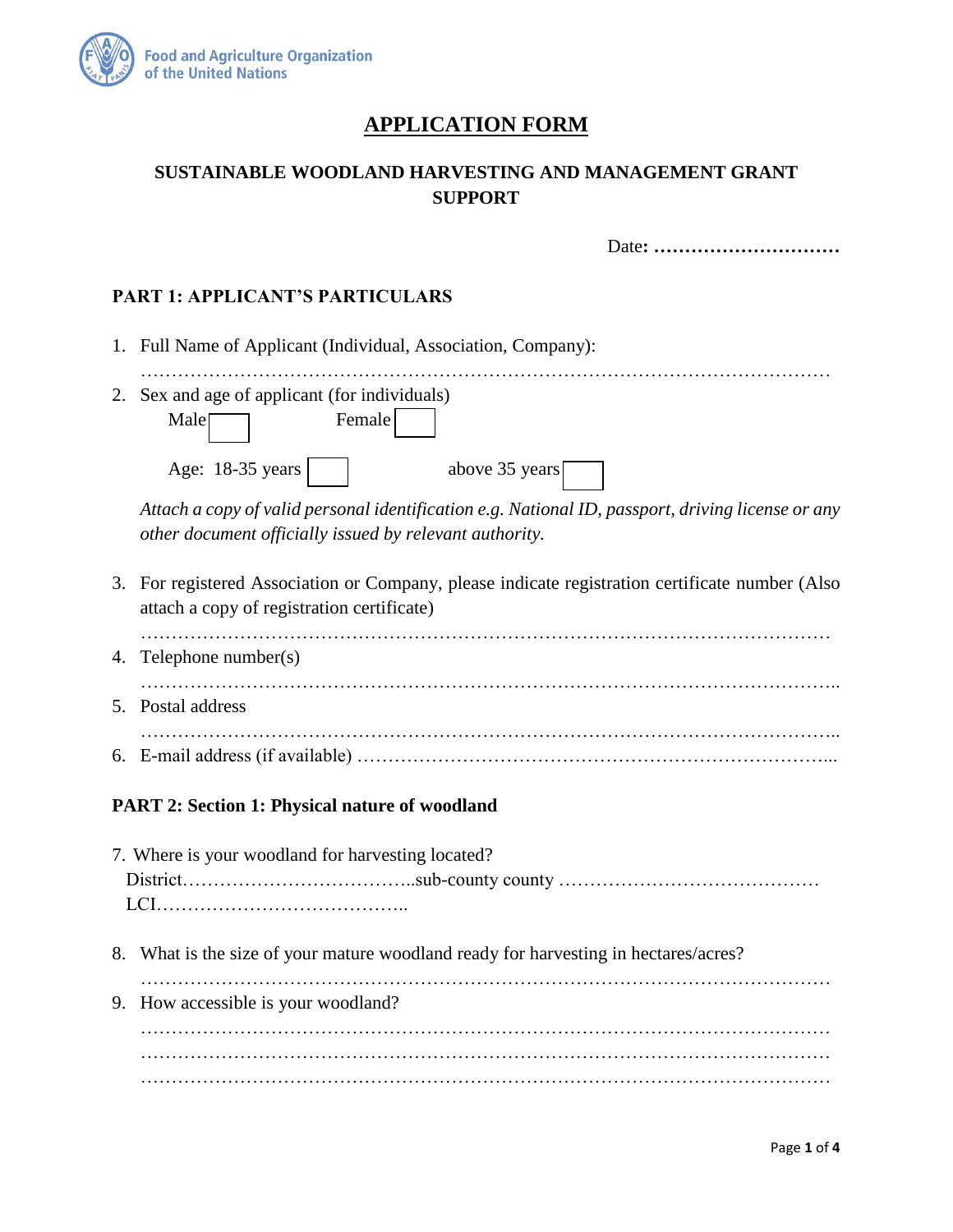Food and Agriculture Organization of the United Nations

# APPLICATION FORM

## SUSTAINABLE WOODLAND HARVESTING AND MANAGEMENT GRANT SUPPORT

Date: …………………………

### PART 1: APPLICANT'S PARTICULARS

1. Full Name of Applicant (Individual, Association, Company):
   ………………………………………………………………………………………………
2. Sex and age of applicant (for individuals)
   Male ☐ Female ☐

   Age: 18-35 years ☐ above 35 years ☐

   *Attach a copy of valid personal identification e.g. National ID, passport, driving license or any other document officially issued by relevant authority.*

3. For registered Association or Company, please indicate registration certificate number (Also attach a copy of registration certificate)
   ………………………………………………………………………………………………
4. Telephone number(s)
   ………………………………………………………………………………………………..
5. Postal address
   ………………………………………………………………………………………………..
6. E-mail address (if available) …………………………………………………………………...

### PART 2: Section 1: Physical nature of woodland

7. Where is your woodland for harvesting located?
   District………………………………..sub-county county ……………………………………
   LCI…………………………………..

8. What is the size of your mature woodland ready for harvesting in hectares/acres?
   ………………………………………………………………………………………………
9. How accessible is your woodland?
   ………………………………………………………………………………………………
   ………………………………………………………………………………………………
   ………………………………………………………………………………………………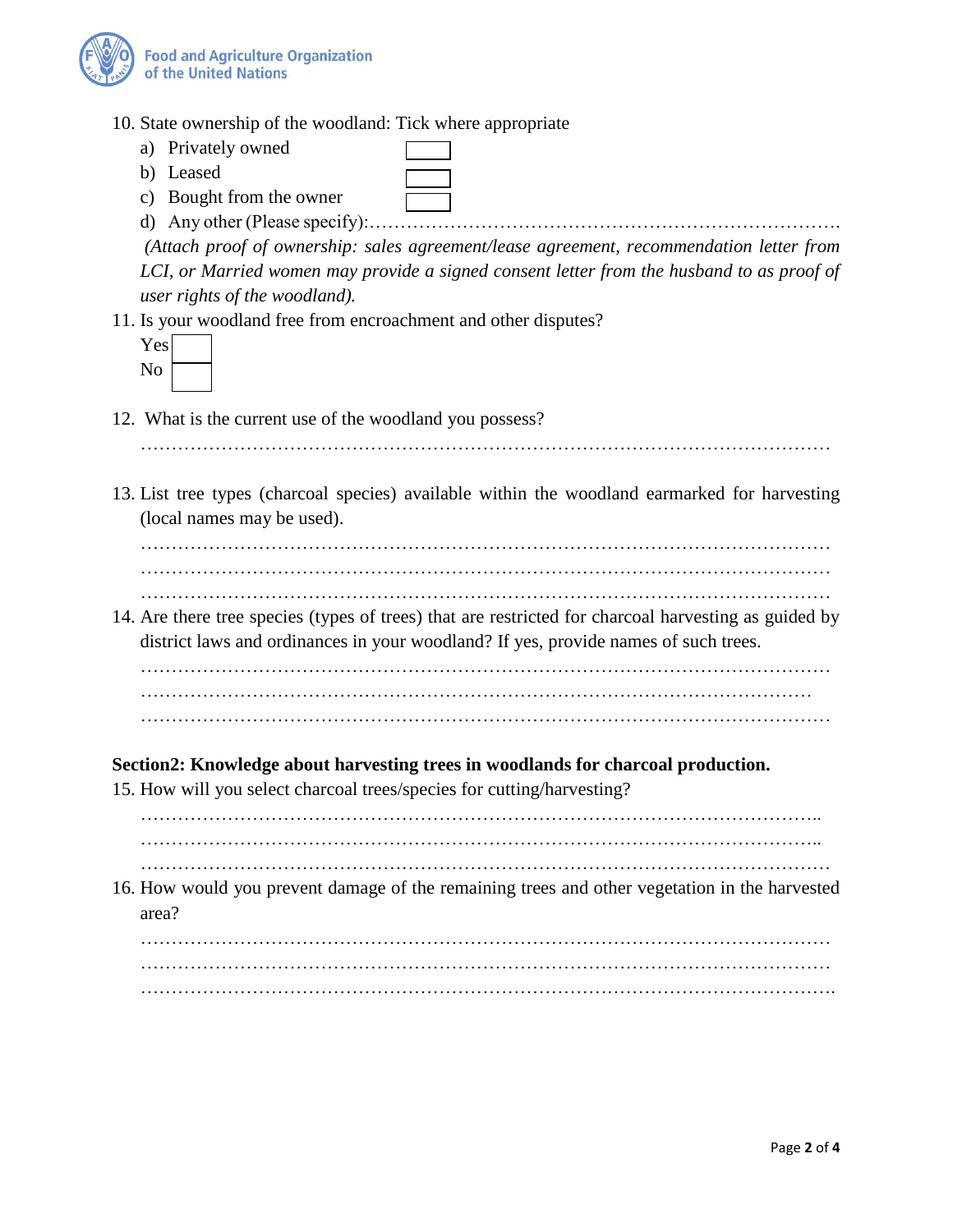10. State ownership of the woodland: Tick where appropriate
    a) Privately owned ☐
    b) Leased ☐
    c) Bought from the owner ☐
    d) Any other (Please specify):……………………………………………………………….

    *(Attach proof of ownership: sales agreement/lease agreement, recommendation letter from LCI, or Married women may provide a signed consent letter from the husband to as proof of user rights of the woodland).*

11. Is your woodland free from encroachment and other disputes?

    Yes ☐

    No ☐

12. What is the current use of the woodland you possess?

    …………………………………………………………………………………………………

13. List tree types (charcoal species) available within the woodland earmarked for harvesting (local names may be used).

    …………………………………………………………………………………………………
    …………………………………………………………………………………………………
    …………………………………………………………………………………………………

14. Are there tree species (types of trees) that are restricted for charcoal harvesting as guided by district laws and ordinances in your woodland? If yes, provide names of such trees.

    …………………………………………………………………………………………………
    ………………………………………………………………………………………………
    …………………………………………………………………………………………………

**Section2: Knowledge about harvesting trees in woodlands for charcoal production.**

15. How will you select charcoal trees/species for cutting/harvesting?

    ………………………………………………………………………………………………..
    ………………………………………………………………………………………………..
    …………………………………………………………………………………………………

16. How would you prevent damage of the remaining trees and other vegetation in the harvested area?

    …………………………………………………………………………………………………
    …………………………………………………………………………………………………
    ………………………………………………………………………………………………….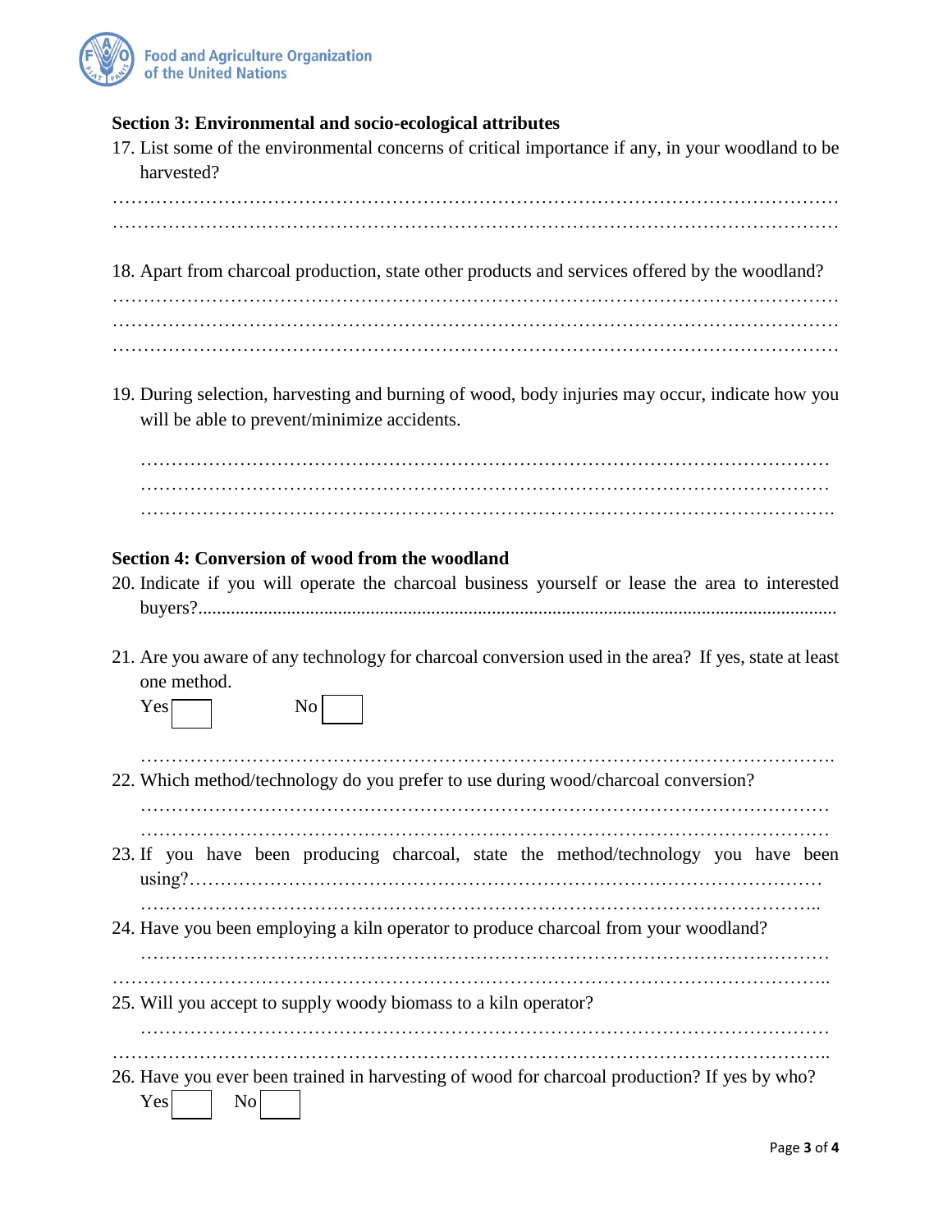**Section 3: Environmental and socio-ecological attributes**

17. List some of the environmental concerns of critical importance if any, in your woodland to be harvested?

…………………………………………………………………………………………………………
…………………………………………………………………………………………………………

18. Apart from charcoal production, state other products and services offered by the woodland?

…………………………………………………………………………………………………………
…………………………………………………………………………………………………………
…………………………………………………………………………………………………………

19. During selection, harvesting and burning of wood, body injuries may occur, indicate how you will be able to prevent/minimize accidents.

…………………………………………………………………………………………………
…………………………………………………………………………………………………
………………………………………………………………………………………………….

**Section 4: Conversion of wood from the woodland**

20. Indicate if you will operate the charcoal business yourself or lease the area to interested buyers?......................................................................................................................................

21. Are you aware of any technology for charcoal conversion used in the area? If yes, state at least one method.

    Yes ☐ No ☐

    …………………………………………………………………………………………………..

22. Which method/technology do you prefer to use during wood/charcoal conversion?

    …………………………………………………………………………………………………
    …………………………………………………………………………………………………

23. If you have been producing charcoal, state the method/technology you have been using?………………………………………………………………………………………

    ………………………………………………………………………………………………..

24. Have you been employing a kiln operator to produce charcoal from your woodland?

    …………………………………………………………………………………………………
    …………………………………………………………………………………………………..

25. Will you accept to supply woody biomass to a kiln operator?

    …………………………………………………………………………………………………
    …………………………………………………………………………………………………..

26. Have you ever been trained in harvesting of wood for charcoal production? If yes by who?

    Yes ☐ No ☐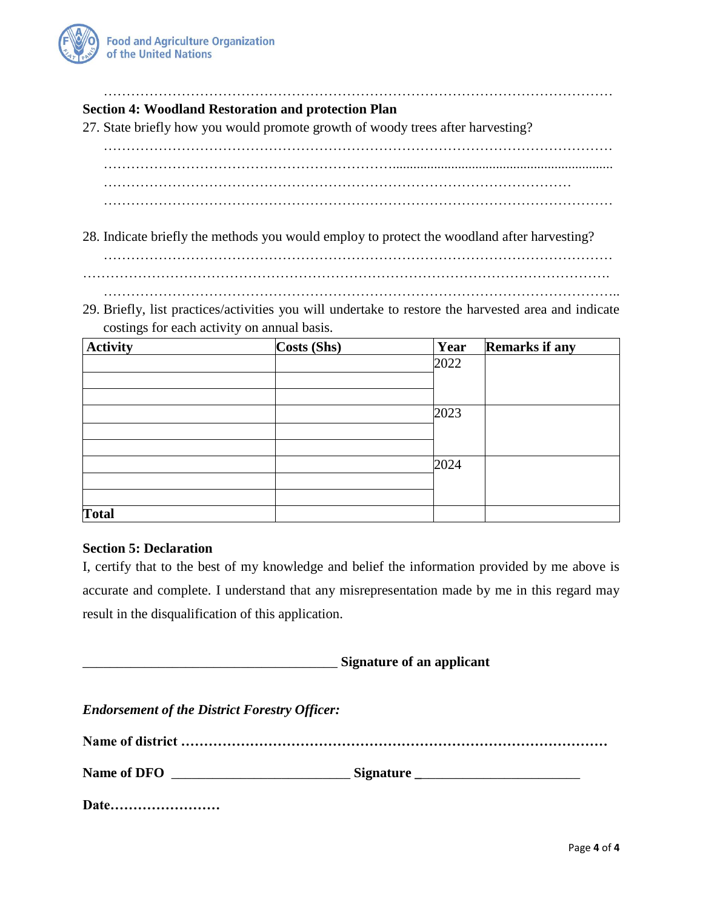…………………………………………………………………………………………………

**Section 4: Woodland Restoration and protection Plan**

27. State briefly how you would promote growth of woody trees after harvesting?

    …………………………………………………………………………………………………
    ………………………………………………………..........................................................................
    ……………………………………………………………………………………………
    …………………………………………………………………………………………………

28. Indicate briefly the methods you would employ to protect the woodland after harvesting?

    …………………………………………………………………………………………………
…………………………………………………………………………………………………….
    ………………………………………………………………………………………………..

29. Briefly, list practices/activities you will undertake to restore the harvested area and indicate costings for each activity on annual basis.

| Activity | Costs (Shs) | Year | Remarks if any |
|---|---|---|---|
| | | 2022 | |
| | | | |
| | | | |
| | | 2023 | |
| | | | |
| | | | |
| | | 2024 | |
| | | | |
| | | | |
| **Total** | | | |

**Section 5: Declaration**

I, certify that to the best of my knowledge and belief the information provided by me above is accurate and complete. I understand that any misrepresentation made by me in this regard may result in the disqualification of this application.

_____________________________________ **Signature of an applicant**

***Endorsement of the District Forestry Officer:***

**Name of district ………………………………………………………………………………**

**Name of DFO** __________________________ **Signature** ________________________

**Date……………………**